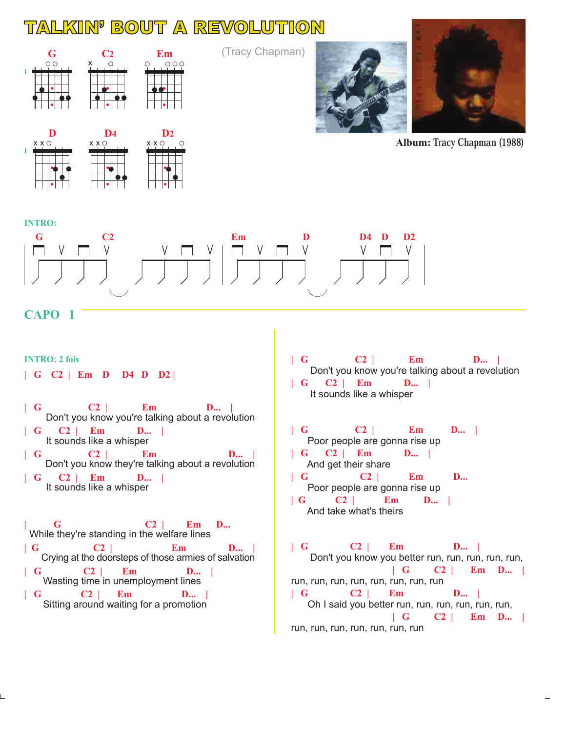# TALKIN' BOUT A REVOLUTION

(Tracy Chapman)

**Album:** Tracy Chapman (1988)

G C2 Em

D D4 D2

**INTRO:**

G C2 Em D D4 D D2

## CAPO I

**INTRO: 2 fois**

| G C2 | Em D D4 D D2 |

| G C2 | Em D... |
Don't you know you're talking about a revolution
| G C2 | Em D... |
It sounds like a whisper
| G C2 | Em D... |
Don't you know they're talking about a revolution
| G C2 | Em D... |
It sounds like a whisper

| G C2 | Em D...
While they're standing in the welfare lines
| G C2 | Em D... |
Crying at the doorsteps of those armies of salvation
| G C2 | Em D... |
Wasting time in unemployment lines
| G C2 | Em D... |
Sitting around waiting for a promotion

| G C2 | Em D... |
Don't you know you're talking about a revolution
| G C2 | Em D... |
It sounds like a whisper

| G C2 | Em D... |
Poor people are gonna rise up
| G C2 | Em D... |
And get their share
| G C2 | Em D...
Poor people are gonna rise up
| G C2 | Em D... |
And take what's theirs

| G C2 | Em D... |
Don't you know you better run, run, run, run, run,
| G C2 | Em D... |
run, run, run, run, run, run, run, run
| G C2 | Em D... |
Oh I said you better run, run, run, run, run, run,
| G C2 | Em D... |
run, run, run, run, run, run, run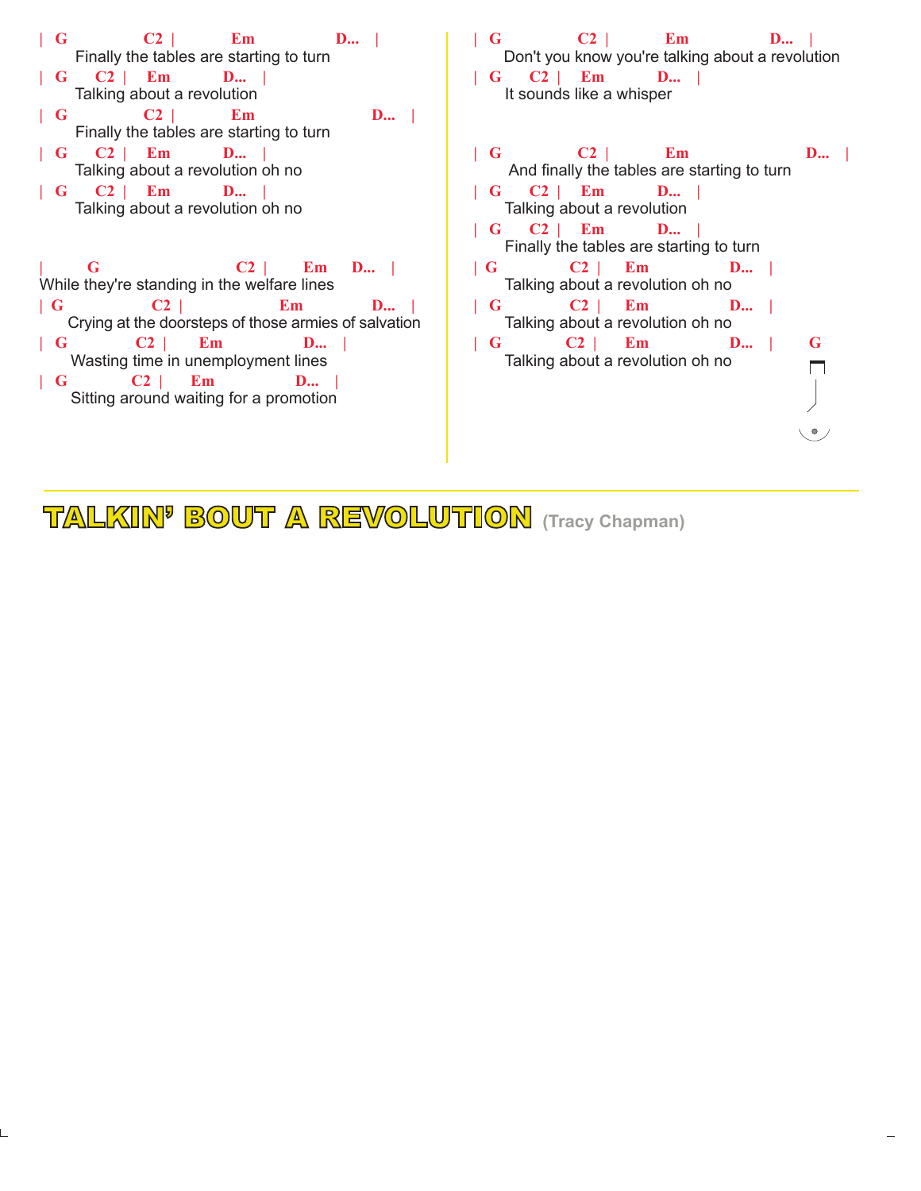```
| G            C2 |          Em              D...  |
    Finally the tables are starting to turn
| G    C2 |   Em         D...  |
    Talking about a revolution
| G            C2 |          Em                     D...  |
    Finally the tables are starting to turn
| G    C2 |   Em         D...  |
    Talking about a revolution oh no
| G    C2 |   Em         D...  |
    Talking about a revolution oh no

|       G                          C2 |     Em     D...  |
While they're standing in the welfare lines
| G               C2 |                    Em              D...  |
   Crying at the doorsteps of those armies of salvation
| G            C2 |     Em              D...  |
   Wasting time in unemployment lines
| G           C2 |    Em              D...  |
   Sitting around waiting for a promotion

| G              C2 |          Em              D...  |
   Don't you know you're talking about a revolution
| G    C2 |   Em         D...  |
   It sounds like a whisper

| G              C2 |          Em                     D...  |
    And finally the tables are starting to turn
| G    C2 |   Em         D...  |
   Talking about a revolution
| G    C2 |   Em         D...  |
   Finally the tables are starting to turn
| G           C2 |   Em              D...  |
   Talking about a revolution oh no
| G           C2 |   Em              D...  |
   Talking about a revolution oh no
| G          C2 |   Em              D...  |      G
   Talking about a revolution oh no
```

# TALKIN' BOUT A REVOLUTION (Tracy Chapman)